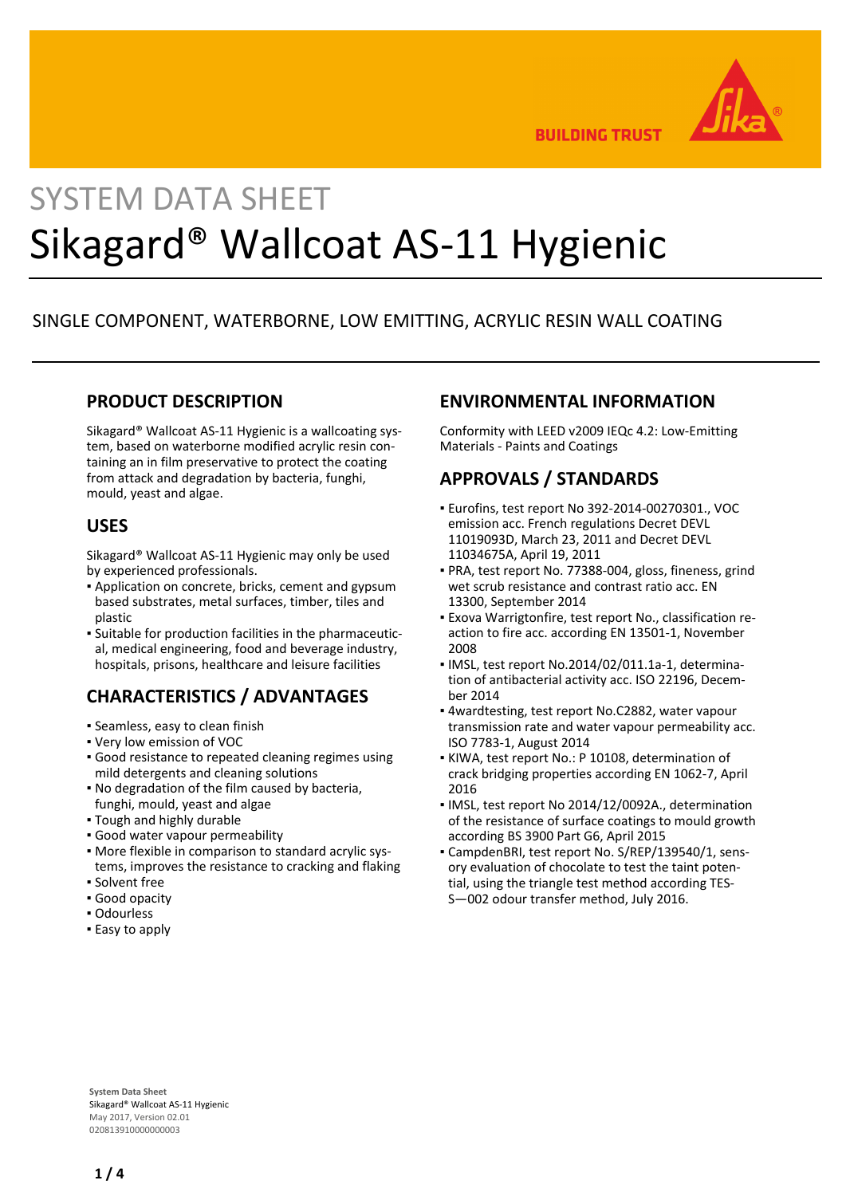SYSTEM DATA SHEET

# Sikagard® Wallcoat AS-11 Hygienic

SINGLE COMPONENT, WATERBORNE, LOW EMITTING, ACRYLIC RESIN WALL COATING

## PRODUCT DESCRIPTION

Sikagard® Wallcoat AS-11 Hygienic is a wallcoating system, based on waterborne modified acrylic resin containing an in film preservative to protect the coating from attack and degradation by bacteria, funghi, mould, yeast and algae.

## USES

Sikagard® Wallcoat AS-11 Hygienic may only be used by experienced professionals.

- Application on concrete, bricks, cement and gypsum based substrates, metal surfaces, timber, tiles and plastic
- Suitable for production facilities in the pharmaceutical, medical engineering, food and beverage industry, hospitals, prisons, healthcare and leisure facilities

## CHARACTERISTICS / ADVANTAGES

- Seamless, easy to clean finish
- Very low emission of VOC
- Good resistance to repeated cleaning regimes using mild detergents and cleaning solutions
- No degradation of the film caused by bacteria, funghi, mould, yeast and algae
- Tough and highly durable
- Good water vapour permeability
- More flexible in comparison to standard acrylic systems, improves the resistance to cracking and flaking
- Solvent free
- Good opacity
- Odourless
- Easy to apply

## ENVIRONMENTAL INFORMATION

Conformity with LEED v2009 IEQc 4.2: Low-Emitting Materials - Paints and Coatings

## APPROVALS / STANDARDS

- Eurofins, test report No 392-2014-00270301., VOC emission acc. French regulations Decret DEVL 11019093D, March 23, 2011 and Decret DEVL 11034675A, April 19, 2011
- PRA, test report No. 77388-004, gloss, fineness, grind wet scrub resistance and contrast ratio acc. EN 13300, September 2014
- Exova Warrigtonfire, test report No., classification reaction to fire acc. according EN 13501-1, November 2008
- IMSL, test report No.2014/02/011.1a-1, determination of antibacterial activity acc. ISO 22196, December 2014
- 4wardtesting, test report No.C2882, water vapour transmission rate and water vapour permeability acc. ISO 7783-1, August 2014
- KIWA, test report No.: P 10108, determination of crack bridging properties according EN 1062-7, April 2016
- IMSL, test report No 2014/12/0092A., determination of the resistance of surface coatings to mould growth according BS 3900 Part G6, April 2015
- CampdenBRI, test report No. S/REP/139540/1, sensory evaluation of chocolate to test the taint potential, using the triangle test method according TES-S—002 odour transfer method, July 2016.

**System Data Sheet**
Sikagard® Wallcoat AS-11 Hygienic
May 2017, Version 02.01
020813910000000003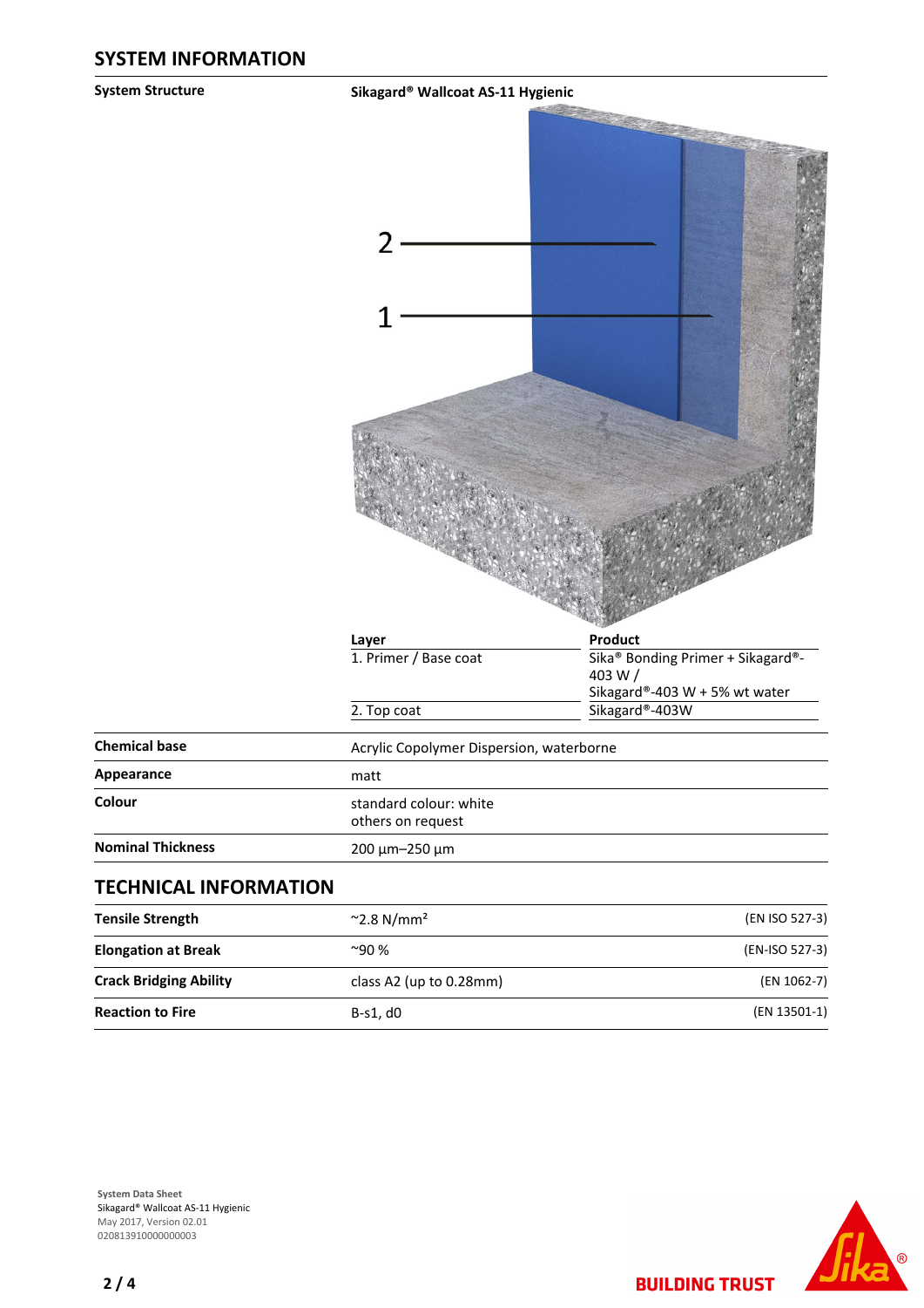## SYSTEM INFORMATION

**System Structure**

**Sikagard® Wallcoat AS-11 Hygienic**

2

1

| Layer | Product |
|---|---|
| 1. Primer / Base coat | Sika® Bonding Primer + Sikagard®-403 W / Sikagard®-403 W + 5% wt water |
| 2. Top coat | Sikagard®-403W |

| | |
|---|---|
| **Chemical base** | Acrylic Copolymer Dispersion, waterborne |
| **Appearance** | matt |
| **Colour** | standard colour: white<br>others on request |
| **Nominal Thickness** | 200 µm–250 µm |

## TECHNICAL INFORMATION

| | | |
|---|---|---|
| **Tensile Strength** | ~2.8 N/mm² | (EN ISO 527-3) |
| **Elongation at Break** | ~90 % | (EN-ISO 527-3) |
| **Crack Bridging Ability** | class A2 (up to 0.28mm) | (EN 1062-7) |
| **Reaction to Fire** | B-s1, d0 | (EN 13501-1) |

**System Data Sheet**
Sikagard® Wallcoat AS-11 Hygienic
May 2017, Version 02.01
020813910000000003

BUILDING TRUST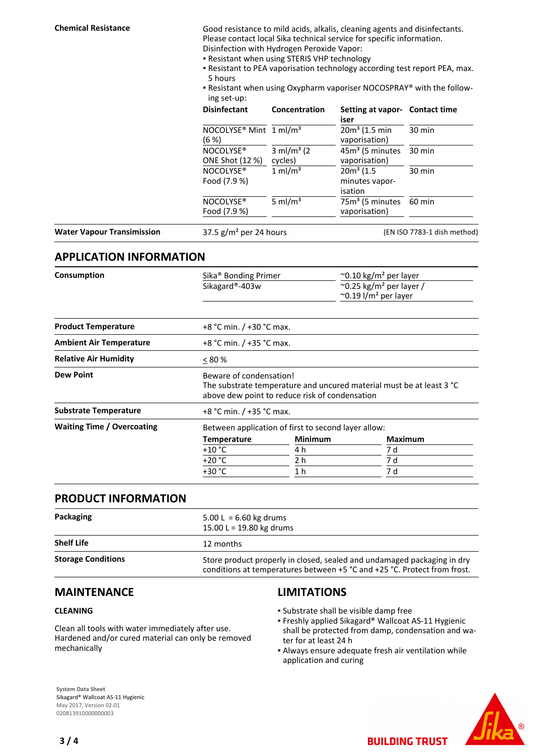**Chemical Resistance**

Good resistance to mild acids, alkalis, cleaning agents and disinfectants. Please contact local Sika technical service for specific information.
Disinfection with Hydrogen Peroxide Vapor:

- Resistant when using STERIS VHP technology
- Resistant to PEA vaporisation technology according test report PEA, max. 5 hours
- Resistant when using Oxypharm vaporiser NOCOSPRAY® with the following set-up:

| Disinfectant | Concentration | Setting at vaporiser | Contact time |
|---|---|---|---|
| NOCOLYSE® Mint (6 %) | 1 ml/m³ | 20m³ (1.5 min vaporisation) | 30 min |
| NOCOLYSE® ONE Shot (12 %) | 3 ml/m³ (2 cycles) | 45m³ (5 minutes vaporisation) | 30 min |
| NOCOLYSE® Food (7.9 %) | 1 ml/m³ | 20m³ (1.5 minutes vaporisation | 30 min |
| NOCOLYSE® Food (7.9 %) | 5 ml/m³ | 75m³ (5 minutes vaporisation) | 60 min |

**Water Vapour Transimission**

37.5 g/m² per 24 hours (EN ISO 7783-1 dish method)

## APPLICATION INFORMATION

**Consumption**

| | |
|---|---|
| Sika® Bonding Primer | ~0.10 kg/m² per layer |
| Sikagard®-403w | ~0.25 kg/m² per layer / ~0.19 l/m² per layer |

| | |
|---|---|
| **Product Temperature** | +8 °C min. / +30 °C max. |
| **Ambient Air Temperature** | +8 °C min. / +35 °C max. |
| **Relative Air Humidity** | ≤ 80 % |
| **Dew Point** | Beware of condensation! The substrate temperature and uncured material must be at least 3 °C above dew point to reduce risk of condensation |
| **Substrate Temperature** | +8 °C min. / +35 °C max. |

**Waiting Time / Overcoating**

Between application of first to second layer allow:

| Temperature | Minimum | Maximum |
|---|---|---|
| +10 °C | 4 h | 7 d |
| +20 °C | 2 h | 7 d |
| +30 °C | 1 h | 7 d |

## PRODUCT INFORMATION

| | |
|---|---|
| **Packaging** | 5.00 L = 6.60 kg drums<br>15.00 L = 19.80 kg drums |
| **Shelf Life** | 12 months |
| **Storage Conditions** | Store product properly in closed, sealed and undamaged packaging in dry conditions at temperatures between +5 °C and +25 °C. Protect from frost. |

## MAINTENANCE

### CLEANING

Clean all tools with water immediately after use. Hardened and/or cured material can only be removed mechanically

## LIMITATIONS

- Substrate shall be visible damp free
- Freshly applied Sikagard® Wallcoat AS-11 Hygienic shall be protected from damp, condensation and water for at least 24 h
- Always ensure adequate fresh air ventilation while application and curing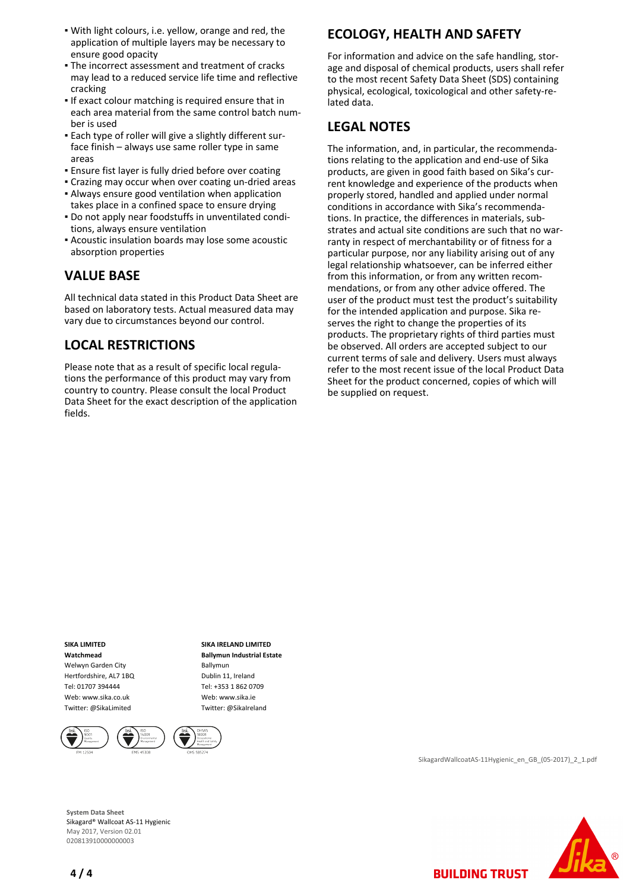- With light colours, i.e. yellow, orange and red, the application of multiple layers may be necessary to ensure good opacity
- The incorrect assessment and treatment of cracks may lead to a reduced service life time and reflective cracking
- If exact colour matching is required ensure that in each area material from the same control batch number is used
- Each type of roller will give a slightly different surface finish – always use same roller type in same areas
- Ensure fist layer is fully dried before over coating
- Crazing may occur when over coating un-dried areas
- Always ensure good ventilation when application takes place in a confined space to ensure drying
- Do not apply near foodstuffs in unventilated conditions, always ensure ventilation
- Acoustic insulation boards may lose some acoustic absorption properties

## VALUE BASE

All technical data stated in this Product Data Sheet are based on laboratory tests. Actual measured data may vary due to circumstances beyond our control.

## LOCAL RESTRICTIONS

Please note that as a result of specific local regulations the performance of this product may vary from country to country. Please consult the local Product Data Sheet for the exact description of the application fields.

## ECOLOGY, HEALTH AND SAFETY

For information and advice on the safe handling, storage and disposal of chemical products, users shall refer to the most recent Safety Data Sheet (SDS) containing physical, ecological, toxicological and other safety-related data.

## LEGAL NOTES

The information, and, in particular, the recommendations relating to the application and end-use of Sika products, are given in good faith based on Sika's current knowledge and experience of the products when properly stored, handled and applied under normal conditions in accordance with Sika's recommendations. In practice, the differences in materials, substrates and actual site conditions are such that no warranty in respect of merchantability or of fitness for a particular purpose, nor any liability arising out of any legal relationship whatsoever, can be inferred either from this information, or from any written recommendations, or from any other advice offered. The user of the product must test the product's suitability for the intended application and purpose. Sika reserves the right to change the properties of its products. The proprietary rights of third parties must be observed. All orders are accepted subject to our current terms of sale and delivery. Users must always refer to the most recent issue of the local Product Data Sheet for the product concerned, copies of which will be supplied on request.

**SIKA LIMITED**
**Watchmead**
Welwyn Garden City
Hertfordshire, AL7 1BQ
Tel: 01707 394444
Web: www.sika.co.uk
Twitter: @SikaLimited

**SIKA IRELAND LIMITED**
**Ballymun Industrial Estate**
Ballymun
Dublin 11, Ireland
Tel: +353 1 862 0709
Web: www.sika.ie
Twitter: @SikaIreland

FM 12504 EMS 45308 OHS 585274

SikagardWallcoatAS-11Hygienic_en_GB_(05-2017)_2_1.pdf

**System Data Sheet**
Sikagard® Wallcoat AS-11 Hygienic
May 2017, Version 02.01
020813910000000003

**BUILDING TRUST**